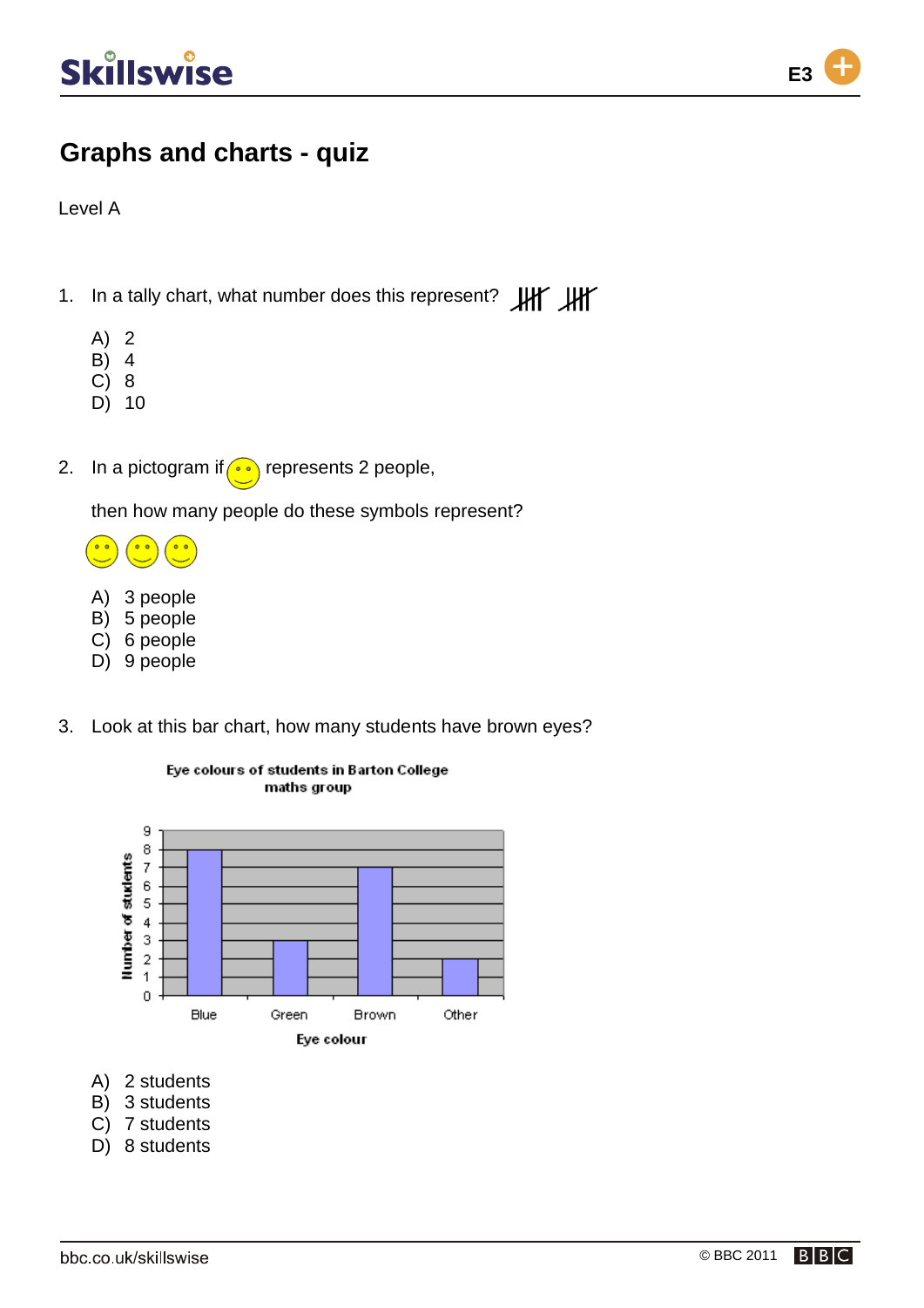# Graphs and charts - quiz

Level A

1. In a tally chart, what number does this represent? ~~||||~~ ~~||||~~

   A) 2
   B) 4
   C) 8
   D) 10

2. In a pictogram if ☺ represents 2 people,

   then how many people do these symbols represent?

   ☺ ☺ ☺

   A) 3 people
   B) 5 people
   C) 6 people
   D) 9 people

3. Look at this bar chart, how many students have brown eyes?

   **Eye colours of students in Barton College maths group**

   | Eye colour | Number of students |
   | --- | --- |
   | Blue | 8 |
   | Green | 3 |
   | Brown | 7 |
   | Other | 2 |

   A) 2 students
   B) 3 students
   C) 7 students
   D) 8 students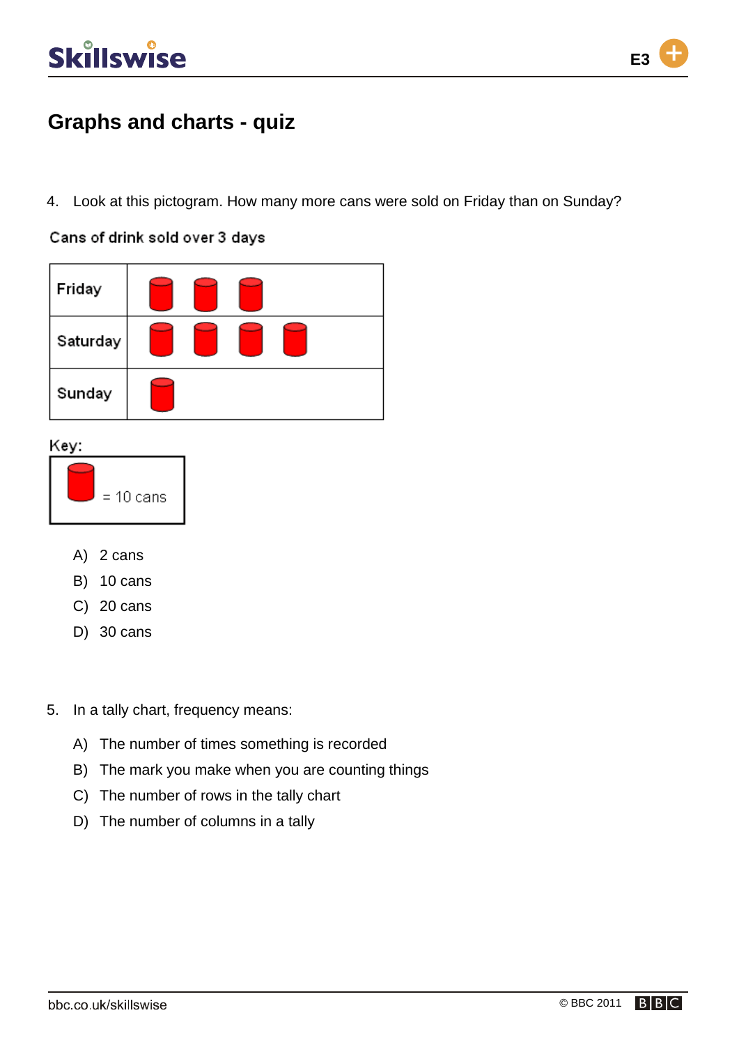# Graphs and charts - quiz

4. Look at this pictogram. How many more cans were sold on Friday than on Sunday?

Cans of drink sold over 3 days

| | |
|---|---|
| Friday | 🥫🥫🥫 |
| Saturday | 🥫🥫🥫🥫 |
| Sunday | 🥫 |

Key:

🥫 = 10 cans

A) 2 cans
B) 10 cans
C) 20 cans
D) 30 cans

5. In a tally chart, frequency means:

A) The number of times something is recorded
B) The mark you make when you are counting things
C) The number of rows in the tally chart
D) The number of columns in a tally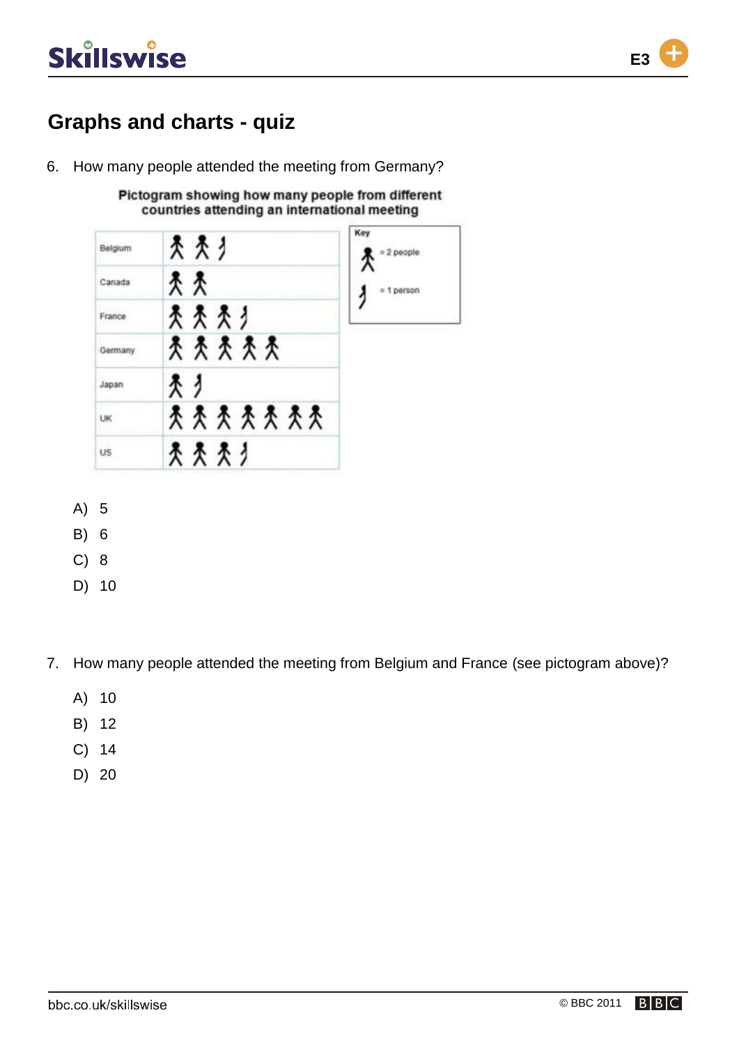# Graphs and charts - quiz

6. How many people attended the meeting from Germany?

**Pictogram showing how many people from different countries attending an international meeting**

| Country | |
|---|---|
| Belgium | 🯅🯅 half |
| Canada | 🯅🯅 |
| France | 🯅🯅🯅 half |
| Germany | 🯅🯅🯅🯅🯅 |
| Japan | 🯅 half |
| UK | 🯅🯅🯅🯅🯅🯅🯅 |
| US | 🯅🯅🯅 half |

Key: full figure = 2 people; half figure = 1 person

A) 5

B) 6

C) 8

D) 10

7. How many people attended the meeting from Belgium and France (see pictogram above)?

A) 10

B) 12

C) 14

D) 20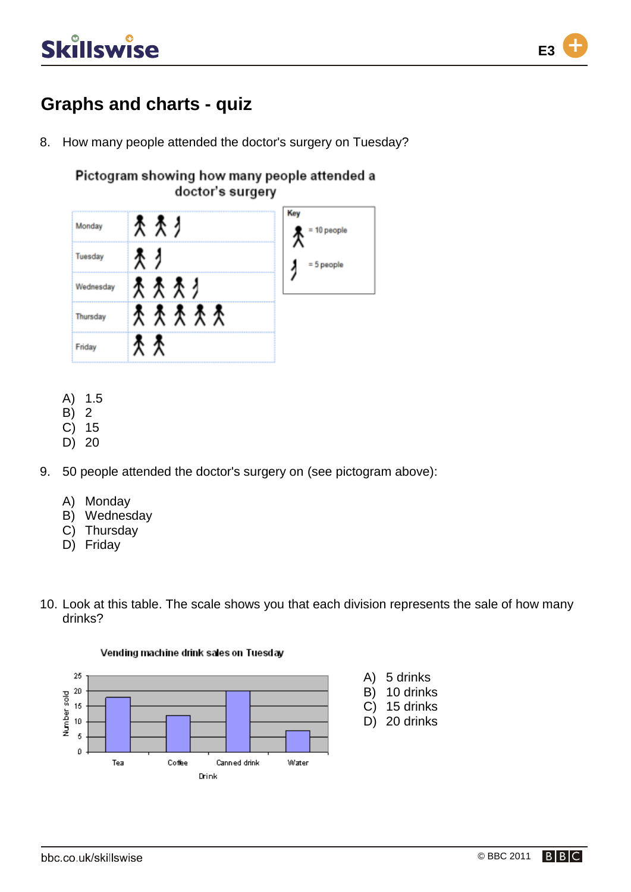# Graphs and charts - quiz

8. How many people attended the doctor's surgery on Tuesday?

**Pictogram showing how many people attended a doctor's surgery**

| Day | Attendance |
|---|---|
| Monday | 2 whole figures, 1 half figure |
| Tuesday | 1 whole figure, 1 half figure |
| Wednesday | 3 whole figures, 1 half figure |
| Thursday | 5 whole figures |
| Friday | 2 whole figures |

Key: whole figure = 10 people; half figure = 5 people

   A) 1.5
   B) 2
   C) 15
   D) 20

9. 50 people attended the doctor's surgery on (see pictogram above):

   A) Monday
   B) Wednesday
   C) Thursday
   D) Friday

10. Look at this table. The scale shows you that each division represents the sale of how many drinks?

**Vending machine drink sales on Tuesday**

Bar chart: x-axis "Drink" (Tea, Coffee, Canned drink, Water); y-axis "Number sold" (0, 5, 10, 15, 20, 25).

   A) 5 drinks
   B) 10 drinks
   C) 15 drinks
   D) 20 drinks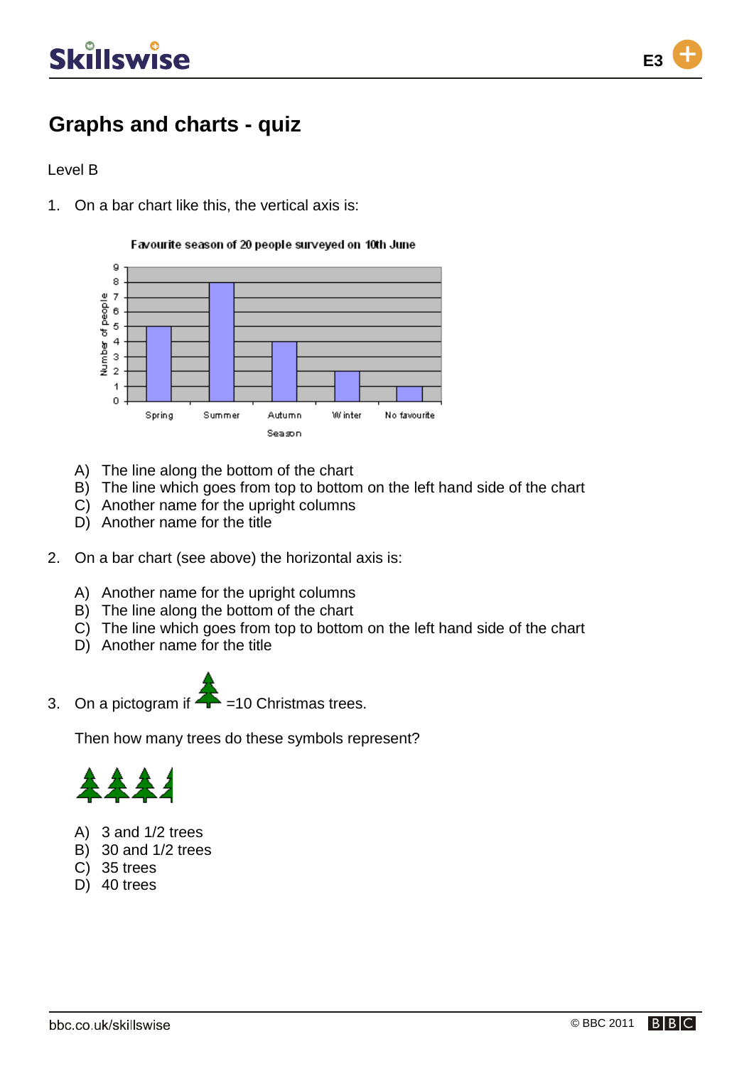# Graphs and charts - quiz

Level B

1. On a bar chart like this, the vertical axis is:

**Favourite season of 20 people surveyed on 10th June**

| Season | Number of people |
|---|---|
| Spring | 5 |
| Summer | 8 |
| Autumn | 4 |
| Winter | 2 |
| No favourite | 1 |

   A) The line along the bottom of the chart
   B) The line which goes from top to bottom on the left hand side of the chart
   C) Another name for the upright columns
   D) Another name for the title

2. On a bar chart (see above) the horizontal axis is:

   A) Another name for the upright columns
   B) The line along the bottom of the chart
   C) The line which goes from top to bottom on the left hand side of the chart
   D) Another name for the title

3. On a pictogram if 🌲 =10 Christmas trees.

   Then how many trees do these symbols represent?

   🌲🌲🌲 and half a 🌲

   A) 3 and 1/2 trees
   B) 30 and 1/2 trees
   C) 35 trees
   D) 40 trees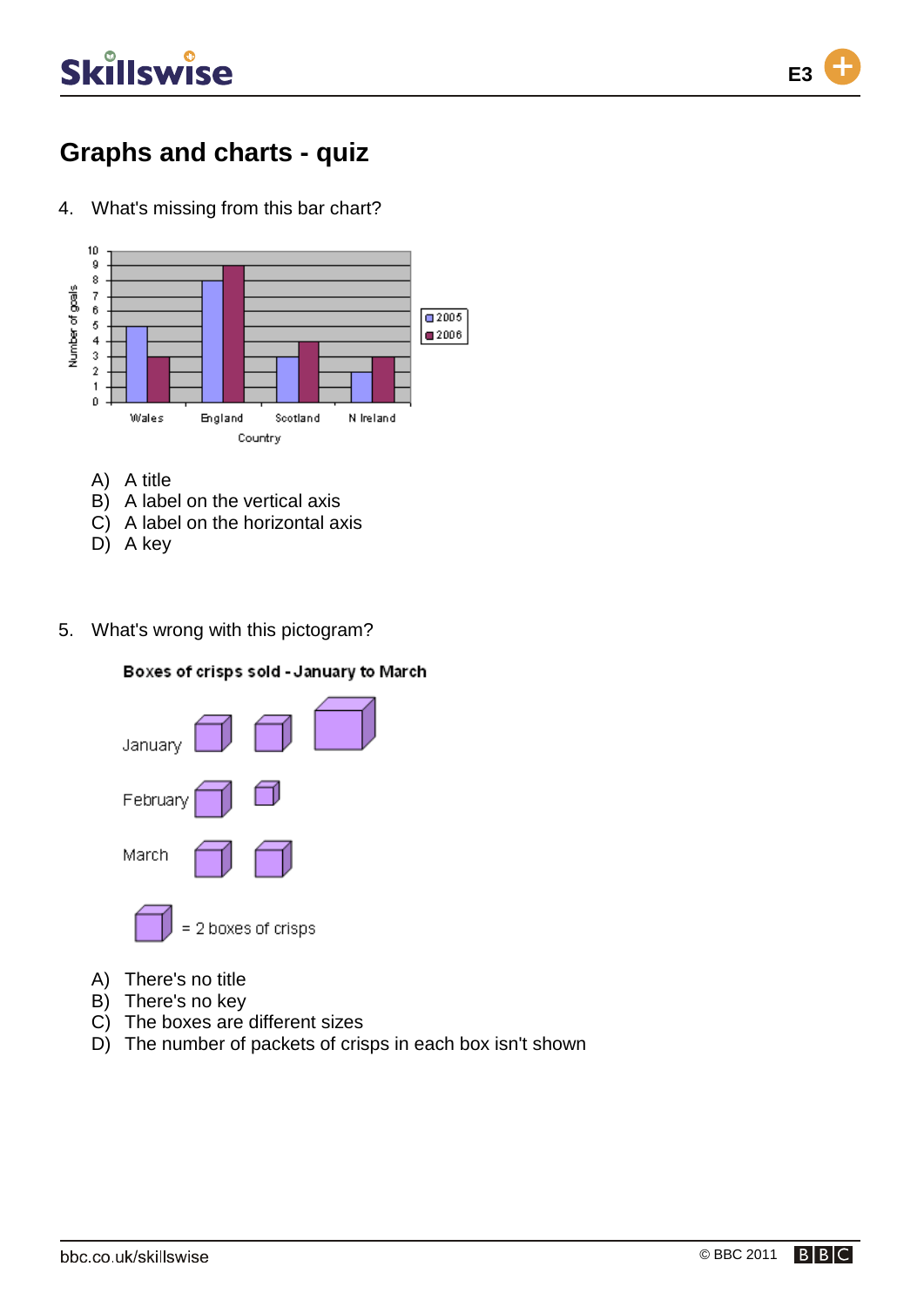# Graphs and charts - quiz

4. What's missing from this bar chart?

A) A title
B) A label on the vertical axis
C) A label on the horizontal axis
D) A key

5. What's wrong with this pictogram?

A) There's no title
B) There's no key
C) The boxes are different sizes
D) The number of packets of crisps in each box isn't shown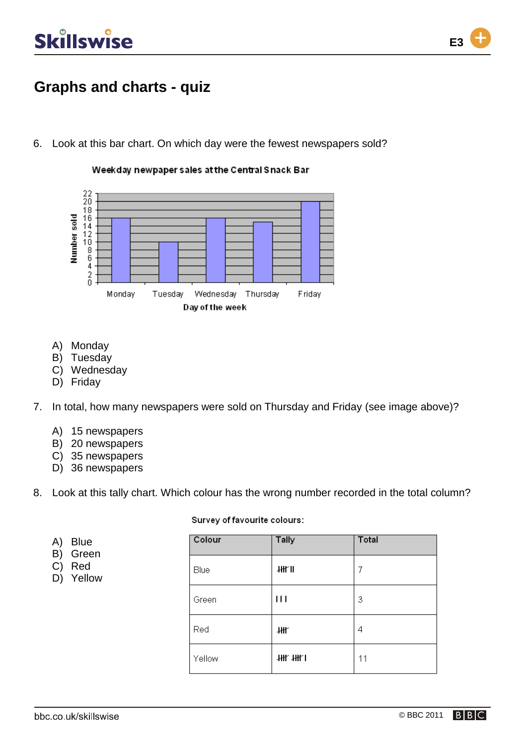# Graphs and charts - quiz

6. Look at this bar chart. On which day were the fewest newspapers sold?

Weekday newpaper sales at the Central Snack Bar

| Day of the week | Number sold |
|---|---|
| Monday | 16 |
| Tuesday | 10 |
| Wednesday | 16 |
| Thursday | 15 |
| Friday | 20 |

A) Monday
B) Tuesday
C) Wednesday
D) Friday

7. In total, how many newspapers were sold on Thursday and Friday (see image above)?

A) 15 newspapers
B) 20 newspapers
C) 35 newspapers
D) 36 newspapers

8. Look at this tally chart. Which colour has the wrong number recorded in the total column?

A) Blue
B) Green
C) Red
D) Yellow

Survey of favourite colours:

| Colour | Tally | Total |
|---|---|---|
| Blue | 𝍸 II | 7 |
| Green | I I I | 3 |
| Red | 𝍸 | 4 |
| Yellow | 𝍸 𝍸 I | 11 |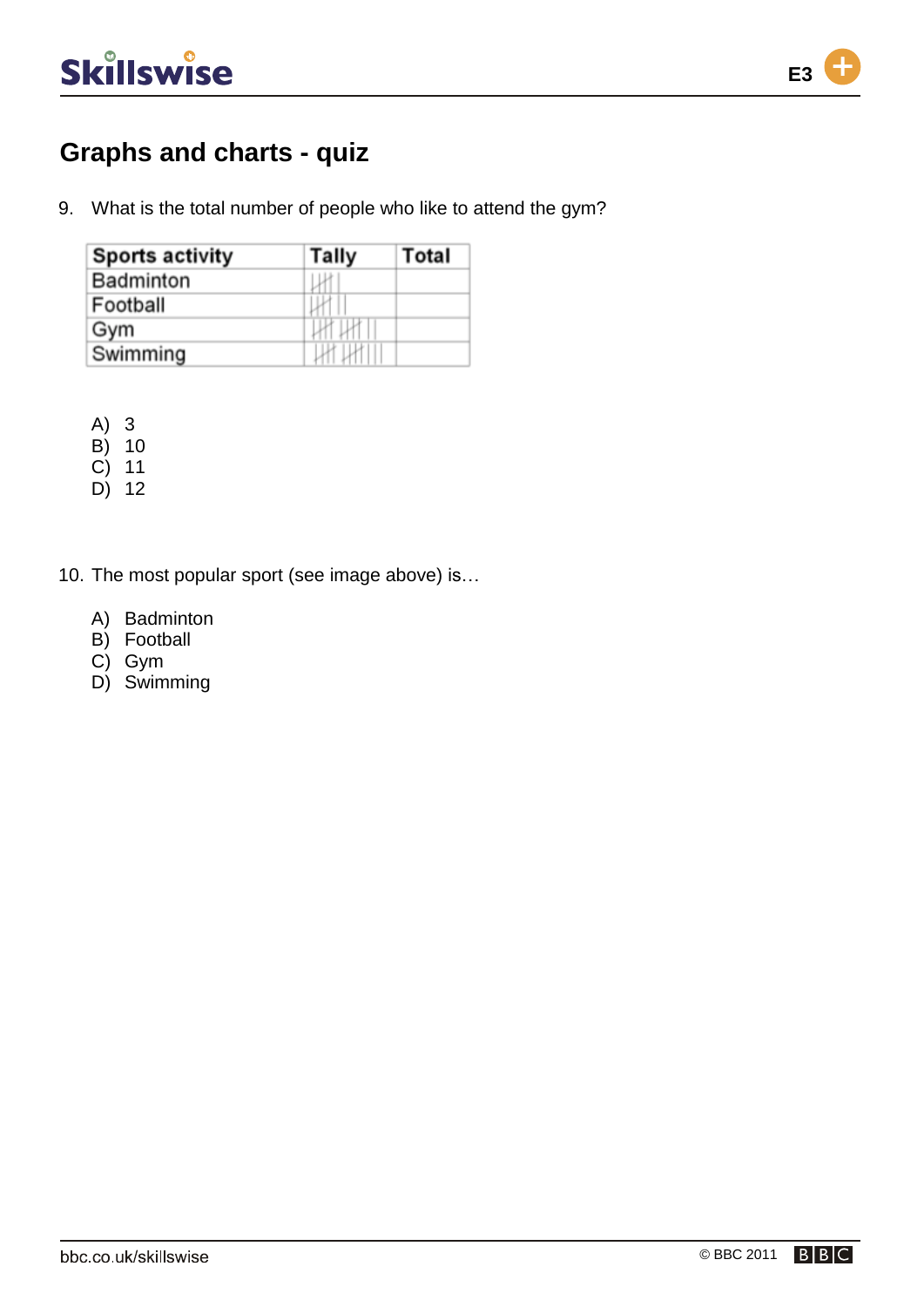# Graphs and charts - quiz

9. What is the total number of people who like to attend the gym?

| Sports activity | Tally | Total |
|---|---|---|
| Badminton | 卌 \| | |
| Football | 卌 \|\| | |
| Gym | 卌 卌 \|\| | |
| Swimming | 卌 卌 \|\|\|\| | |

A) 3
B) 10
C) 11
D) 12

10. The most popular sport (see image above) is…

A) Badminton
B) Football
C) Gym
D) Swimming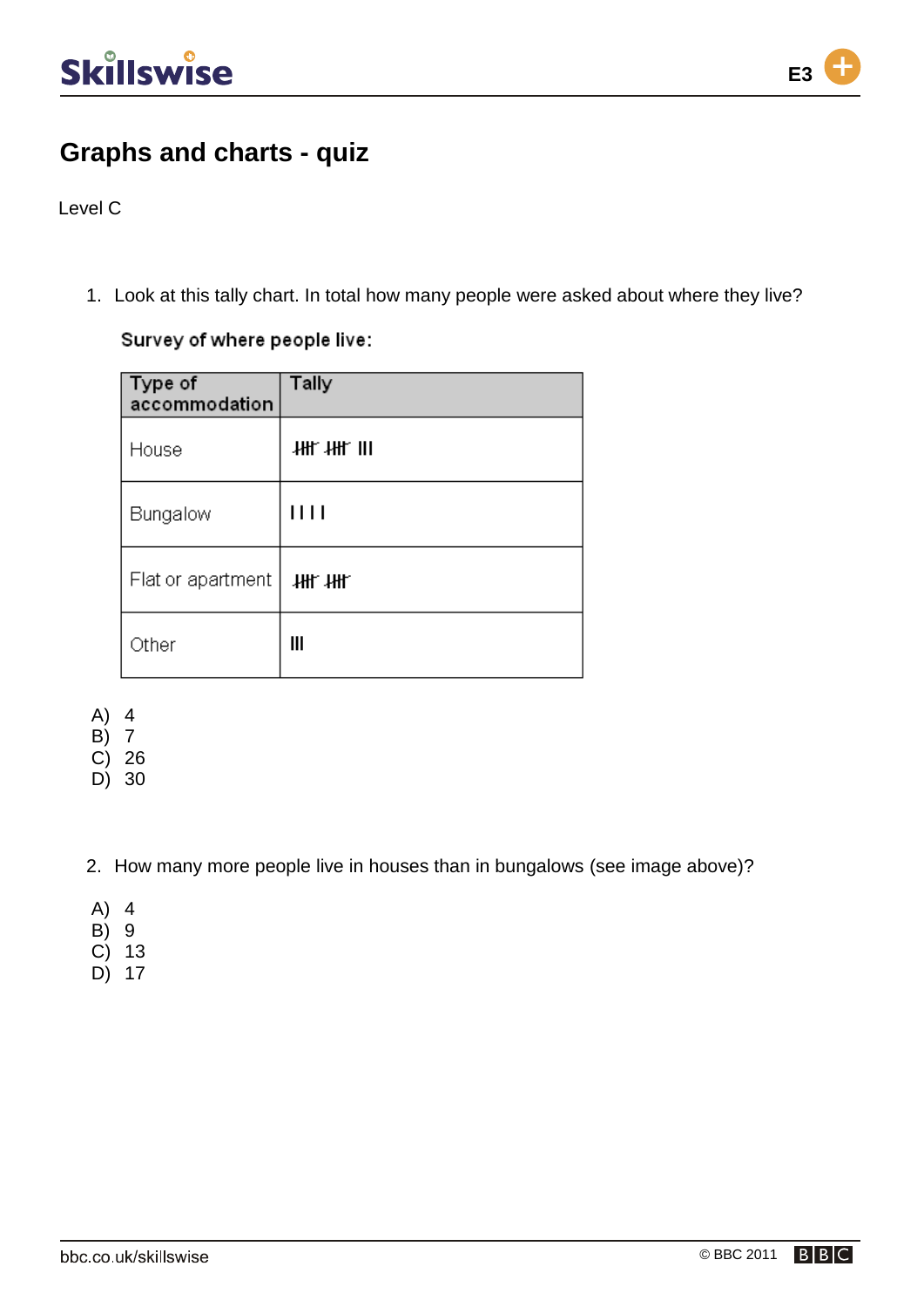# Graphs and charts - quiz

Level C

1. Look at this tally chart. In total how many people were asked about where they live?

**Survey of where people live:**

| Type of accommodation | Tally |
|---|---|
| House | 卌 卌 III |
| Bungalow | IIII |
| Flat or apartment | 卌 卌 |
| Other | III |

A) 4
B) 7
C) 26
D) 30

2. How many more people live in houses than in bungalows (see image above)?

A) 4
B) 9
C) 13
D) 17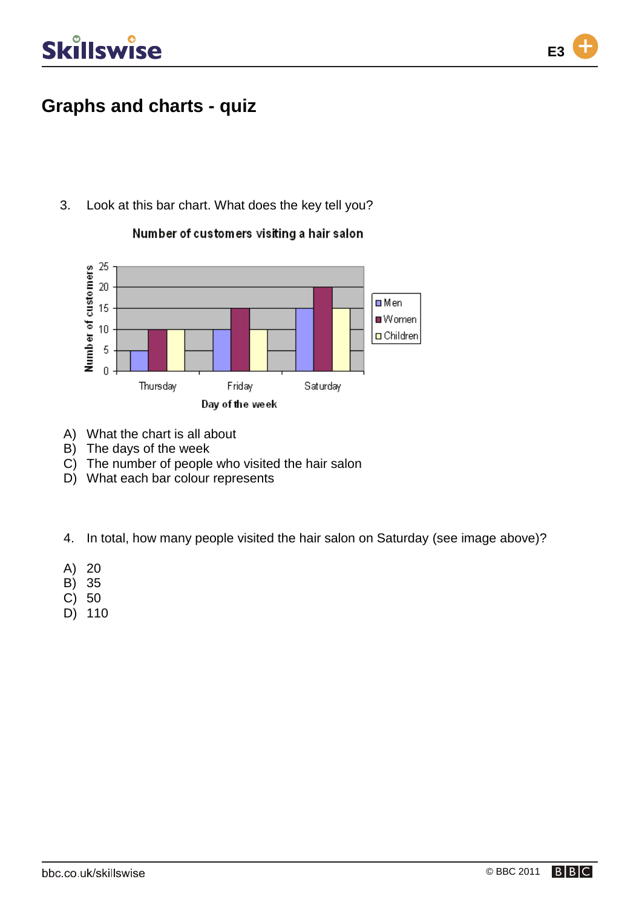# Graphs and charts - quiz

3. Look at this bar chart. What does the key tell you?

Number of customers visiting a hair salon

| Day of the week | Men | Women | Children |
|---|---|---|---|
| Thursday | 5 | 10 | 10 |
| Friday | 10 | 15 | 10 |
| Saturday | 15 | 20 | 15 |

A) What the chart is all about
B) The days of the week
C) The number of people who visited the hair salon
D) What each bar colour represents

4. In total, how many people visited the hair salon on Saturday (see image above)?

A) 20
B) 35
C) 50
D) 110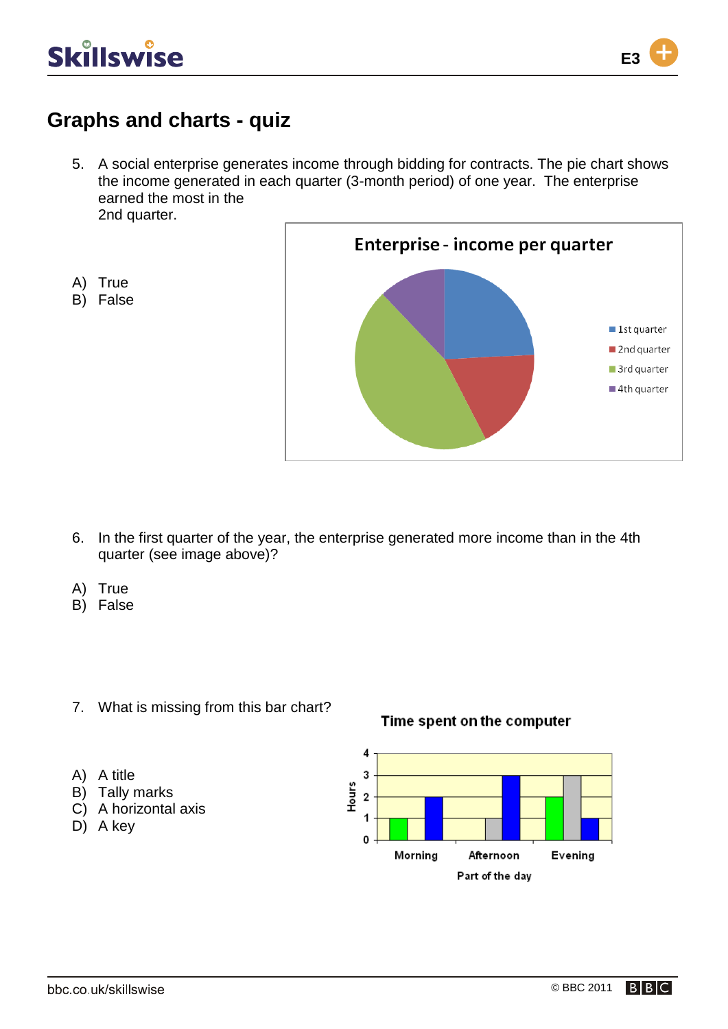# Graphs and charts - quiz

5. A social enterprise generates income through bidding for contracts. The pie chart shows the income generated in each quarter (3-month period) of one year. The enterprise earned the most in the 2nd quarter.

A) True
B) False

6. In the first quarter of the year, the enterprise generated more income than in the 4th quarter (see image above)?

A) True
B) False

7. What is missing from this bar chart?

A) A title
B) Tally marks
C) A horizontal axis
D) A key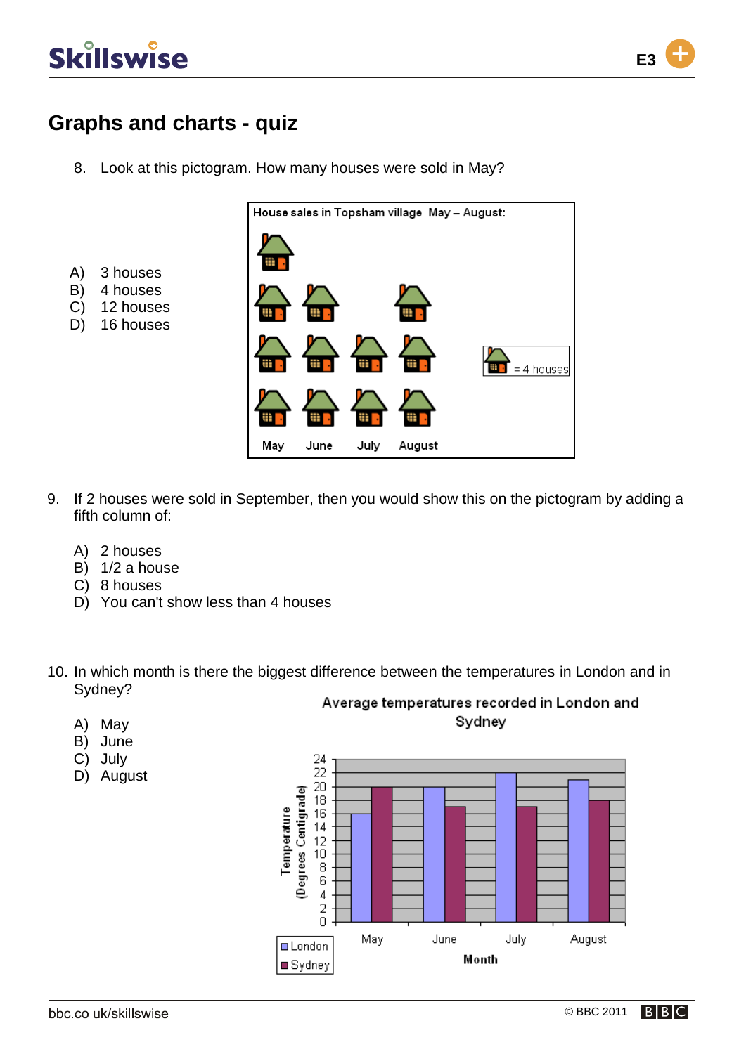# Graphs and charts - quiz

8. Look at this pictogram. How many houses were sold in May?

A) 3 houses
B) 4 houses
C) 12 houses
D) 16 houses

House sales in Topsham village May – August:

= 4 houses

May June July August

9. If 2 houses were sold in September, then you would show this on the pictogram by adding a fifth column of:

A) 2 houses
B) 1/2 a house
C) 8 houses
D) You can't show less than 4 houses

10. In which month is there the biggest difference between the temperatures in London and in Sydney?

A) May
B) June
C) July
D) August

Average temperatures recorded in London and Sydney

Temperature (Degrees Centigrade)

24, 22, 20, 18, 16, 14, 12, 10, 8, 6, 4, 2, 0

May June July August

Month

London
Sydney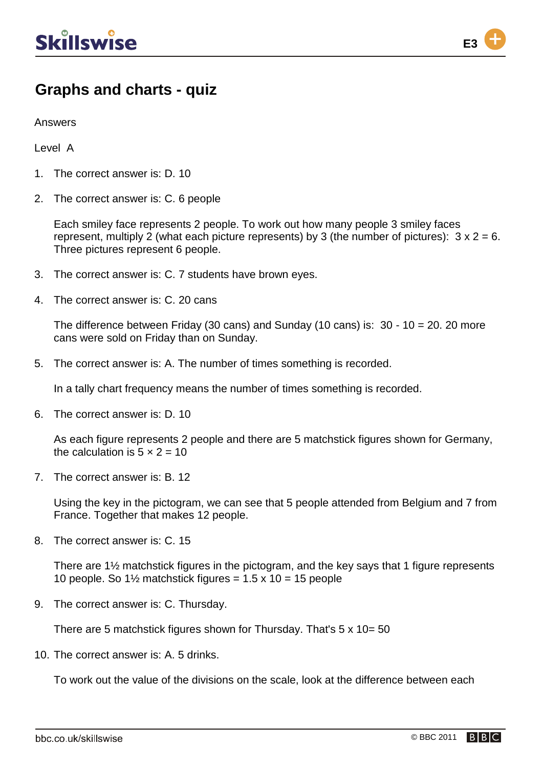# Graphs and charts - quiz

Answers

Level A

1. The correct answer is: D. 10

2. The correct answer is: C. 6 people

   Each smiley face represents 2 people. To work out how many people 3 smiley faces represent, multiply 2 (what each picture represents) by 3 (the number of pictures): $3 \times 2 = 6$. Three pictures represent 6 people.

3. The correct answer is: C. 7 students have brown eyes.

4. The correct answer is: C. 20 cans

   The difference between Friday (30 cans) and Sunday (10 cans) is: $30 - 10 = 20$. 20 more cans were sold on Friday than on Sunday.

5. The correct answer is: A. The number of times something is recorded.

   In a tally chart frequency means the number of times something is recorded.

6. The correct answer is: D. 10

   As each figure represents 2 people and there are 5 matchstick figures shown for Germany, the calculation is $5 \times 2 = 10$

7. The correct answer is: B. 12

   Using the key in the pictogram, we can see that 5 people attended from Belgium and 7 from France. Together that makes 12 people.

8. The correct answer is: C. 15

   There are 1½ matchstick figures in the pictogram, and the key says that 1 figure represents 10 people. So 1½ matchstick figures = $1.5 \times 10 = 15$ people

9. The correct answer is: C. Thursday.

   There are 5 matchstick figures shown for Thursday. That's $5 \times 10 = 50$

10. The correct answer is: A. 5 drinks.

    To work out the value of the divisions on the scale, look at the difference between each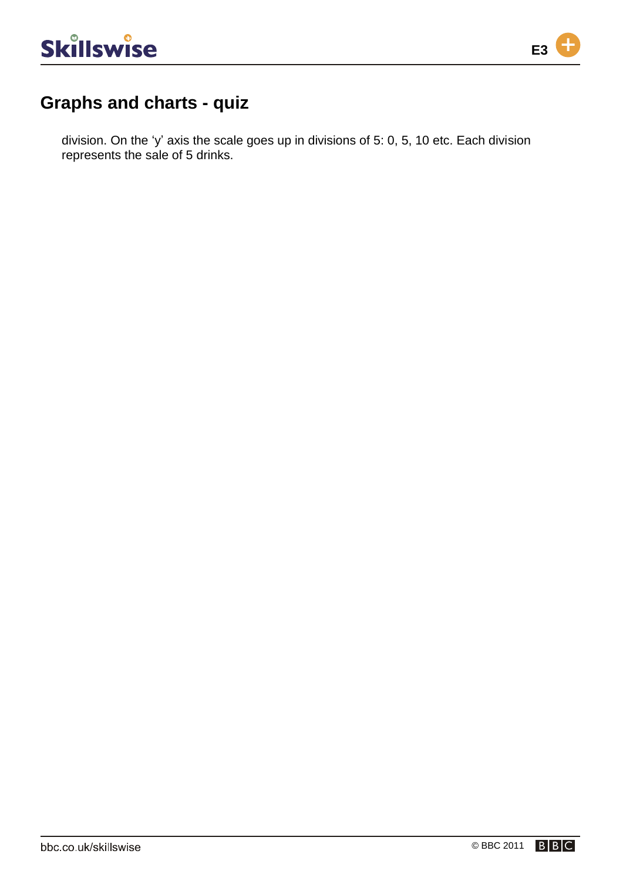## Graphs and charts - quiz

division. On the 'y' axis the scale goes up in divisions of 5: 0, 5, 10 etc. Each division represents the sale of 5 drinks.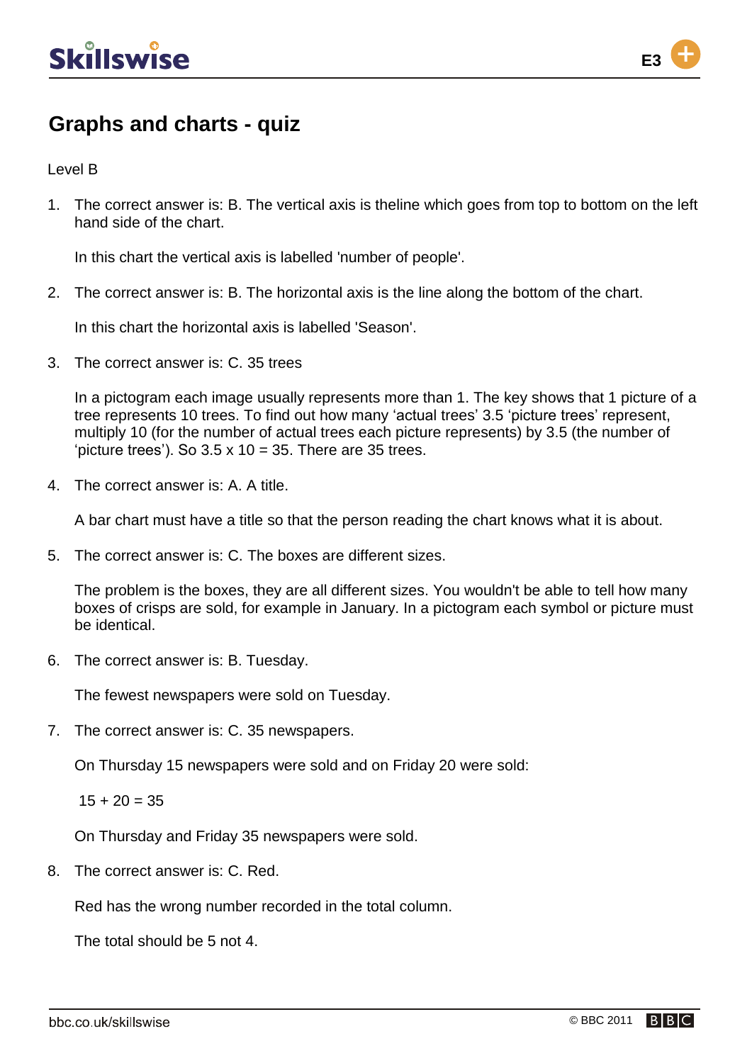# Graphs and charts - quiz

Level B

1. The correct answer is: B. The vertical axis is theline which goes from top to bottom on the left hand side of the chart.

   In this chart the vertical axis is labelled 'number of people'.

2. The correct answer is: B. The horizontal axis is the line along the bottom of the chart.

   In this chart the horizontal axis is labelled 'Season'.

3. The correct answer is: C. 35 trees

   In a pictogram each image usually represents more than 1. The key shows that 1 picture of a tree represents 10 trees. To find out how many 'actual trees' 3.5 'picture trees' represent, multiply 10 (for the number of actual trees each picture represents) by 3.5 (the number of 'picture trees'). So 3.5 x 10 = 35. There are 35 trees.

4. The correct answer is: A. A title.

   A bar chart must have a title so that the person reading the chart knows what it is about.

5. The correct answer is: C. The boxes are different sizes.

   The problem is the boxes, they are all different sizes. You wouldn't be able to tell how many boxes of crisps are sold, for example in January. In a pictogram each symbol or picture must be identical.

6. The correct answer is: B. Tuesday.

   The fewest newspapers were sold on Tuesday.

7. The correct answer is: C. 35 newspapers.

   On Thursday 15 newspapers were sold and on Friday 20 were sold:

   15 + 20 = 35

   On Thursday and Friday 35 newspapers were sold.

8. The correct answer is: C. Red.

   Red has the wrong number recorded in the total column.

   The total should be 5 not 4.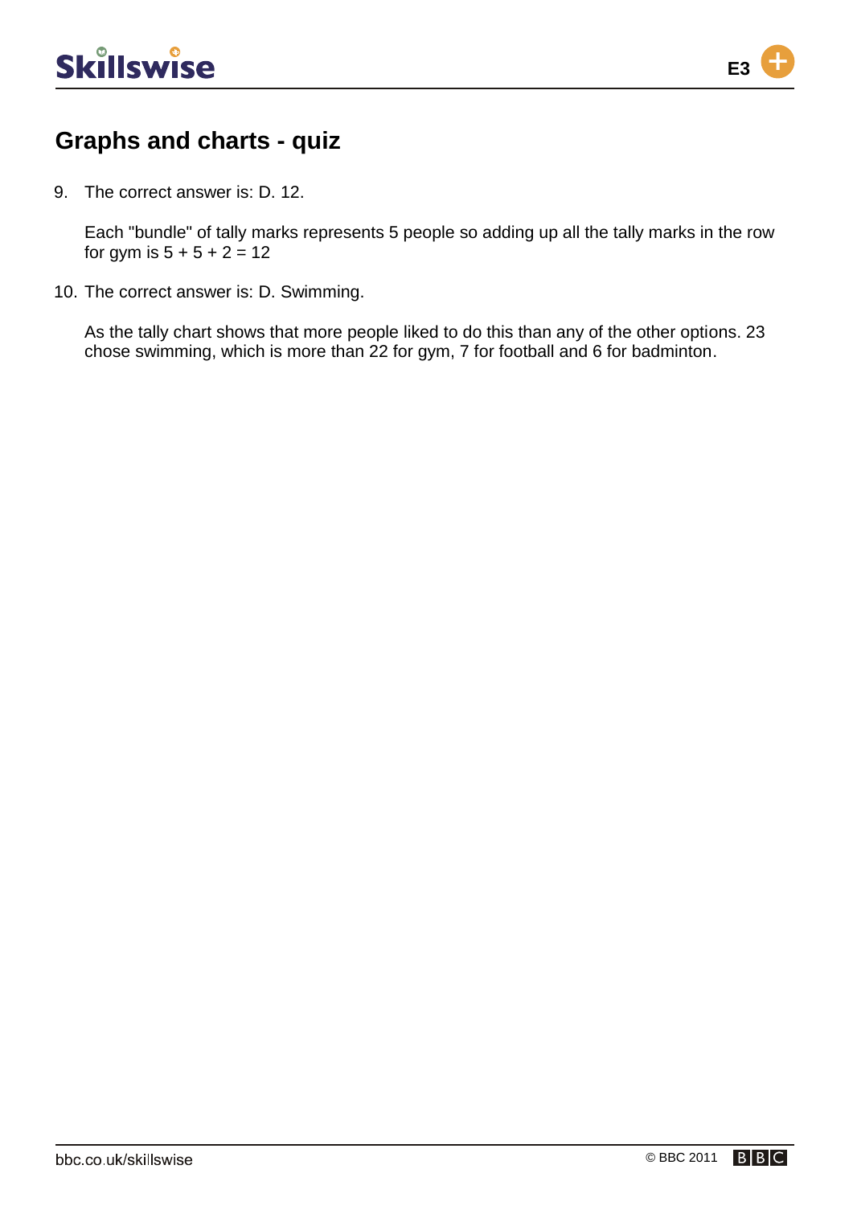## Graphs and charts - quiz

9. The correct answer is: D. 12.

   Each "bundle" of tally marks represents 5 people so adding up all the tally marks in the row for gym is $5 + 5 + 2 = 12$

10. The correct answer is: D. Swimming.

    As the tally chart shows that more people liked to do this than any of the other options. 23 chose swimming, which is more than 22 for gym, 7 for football and 6 for badminton.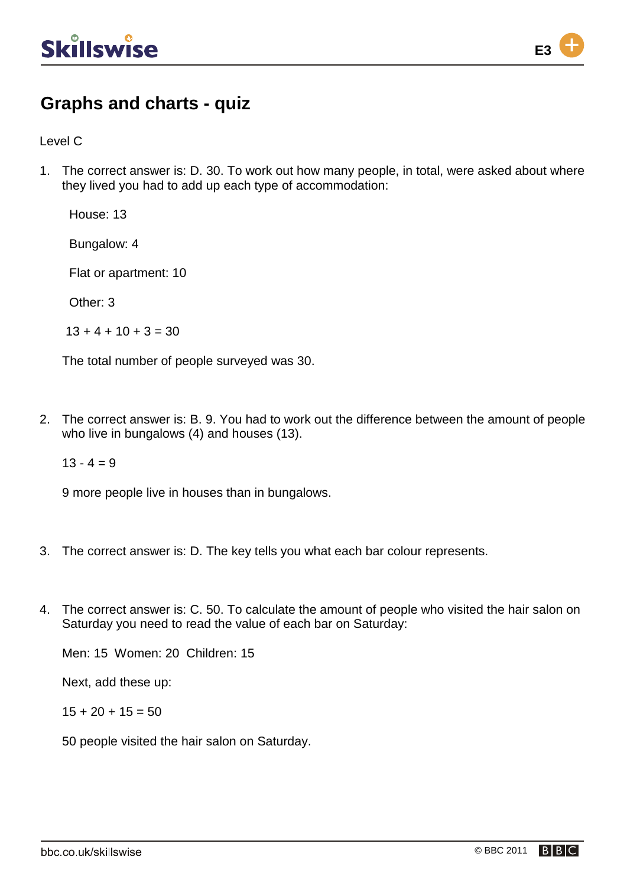# Graphs and charts - quiz

Level C

1. The correct answer is: D. 30. To work out how many people, in total, were asked about where they lived you had to add up each type of accommodation:

   House: 13

   Bungalow: 4

   Flat or apartment: 10

   Other: 3

   13 + 4 + 10 + 3 = 30

   The total number of people surveyed was 30.

2. The correct answer is: B. 9. You had to work out the difference between the amount of people who live in bungalows (4) and houses (13).

   13 - 4 = 9

   9 more people live in houses than in bungalows.

3. The correct answer is: D. The key tells you what each bar colour represents.

4. The correct answer is: C. 50. To calculate the amount of people who visited the hair salon on Saturday you need to read the value of each bar on Saturday:

   Men: 15 Women: 20 Children: 15

   Next, add these up:

   15 + 20 + 15 = 50

   50 people visited the hair salon on Saturday.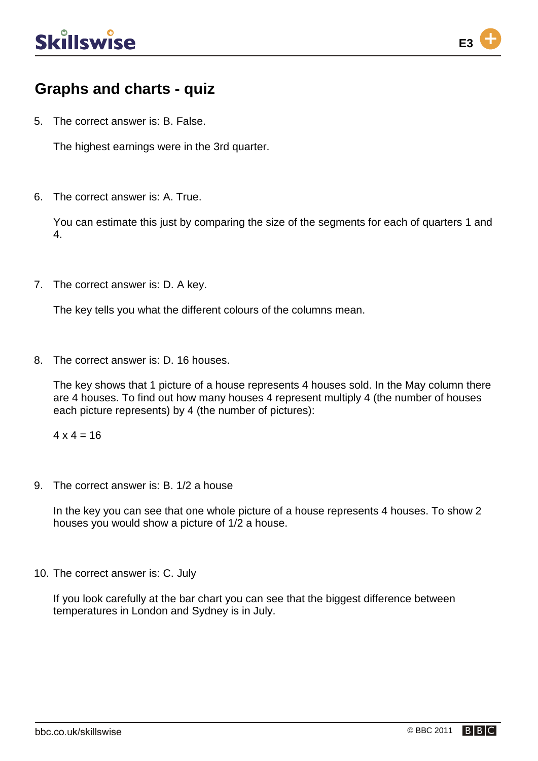# Graphs and charts - quiz

5. The correct answer is: B. False.

   The highest earnings were in the 3rd quarter.

6. The correct answer is: A. True.

   You can estimate this just by comparing the size of the segments for each of quarters 1 and 4.

7. The correct answer is: D. A key.

   The key tells you what the different colours of the columns mean.

8. The correct answer is: D. 16 houses.

   The key shows that 1 picture of a house represents 4 houses sold. In the May column there are 4 houses. To find out how many houses 4 represent multiply 4 (the number of houses each picture represents) by 4 (the number of pictures):

   $4 \times 4 = 16$

9. The correct answer is: B. 1/2 a house

   In the key you can see that one whole picture of a house represents 4 houses. To show 2 houses you would show a picture of 1/2 a house.

10. The correct answer is: C. July

    If you look carefully at the bar chart you can see that the biggest difference between temperatures in London and Sydney is in July.